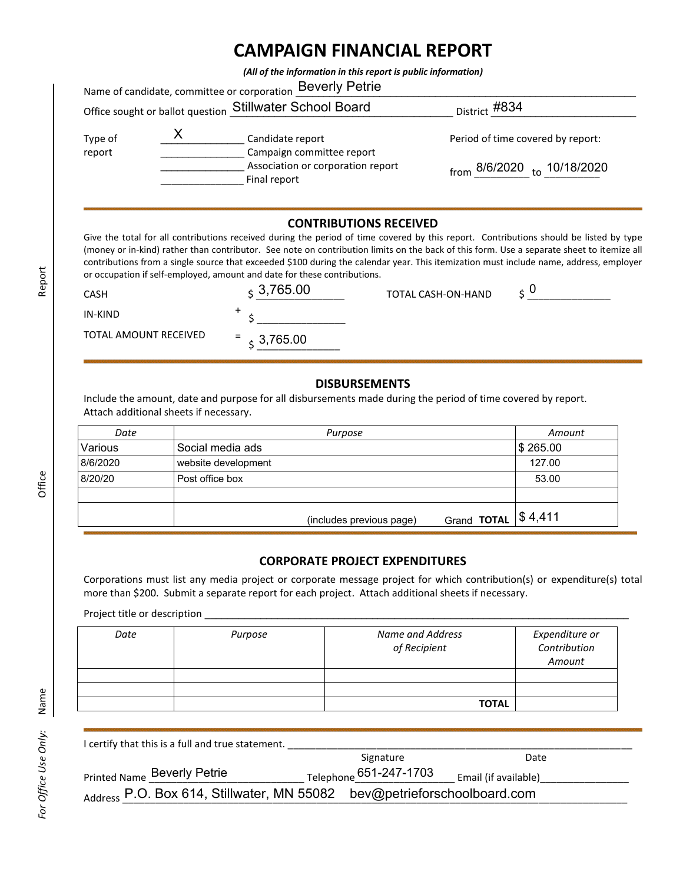# CAMPAIGN FINANCIAL REPORT

*(All of the information in this report is public information)*

Name of candidate, committee or corporation: Beverly Petrie

Office sought or ballot question: Stillwater School Board District: #834

Type of report:

- X Candidate report
- ___ Campaign committee report
- ___ Association or corporation report
- ___ Final report

Period of time covered by report: from 8/6/2020 to 10/18/2020

## CONTRIBUTIONS RECEIVED

Give the total for all contributions received during the period of time covered by this report. Contributions should be listed by type (money or in-kind) rather than contributor. See note on contribution limits on the back of this form. Use a separate sheet to itemize all contributions from a single source that exceeded $100 during the calendar year. This itemization must include name, address, employer or occupation if self-employed, amount and date for these contributions.

CASH $ 3,765.00

IN-KIND + $

TOTAL AMOUNT RECEIVED = $ 3,765.00

TOTAL CASH-ON-HAND $ 0

## DISBURSEMENTS

Include the amount, date and purpose for all disbursements made during the period of time covered by report. Attach additional sheets if necessary.

| *Date* | *Purpose* | *Amount* |
|---|---|---|
| Various | Social media ads | $ 265.00 |
| 8/6/2020 | website development | 127.00 |
| 8/20/20 | Post office box | 53.00 |
| | | |
| | (includes previous page) Grand **TOTAL** | $ 4,411 |

## CORPORATE PROJECT EXPENDITURES

Corporations must list any media project or corporate message project for which contribution(s) or expenditure(s) total more than $200. Submit a separate report for each project. Attach additional sheets if necessary.

Project title or description ______________________

| *Date* | *Purpose* | *Name and Address of Recipient* | *Expenditure or Contribution Amount* |
|---|---|---|---|
| | | | |
| | | | |
| | | **TOTAL** | |

I certify that this is a full and true statement. ______________________

Signature Date

Printed Name: Beverly Petrie Telephone: 651-247-1703 Email (if available): bev@petrieforschoolboard.com

Address: P.O. Box 614, Stillwater, MN 55082

*For Office Use Only:* Name | Office | Report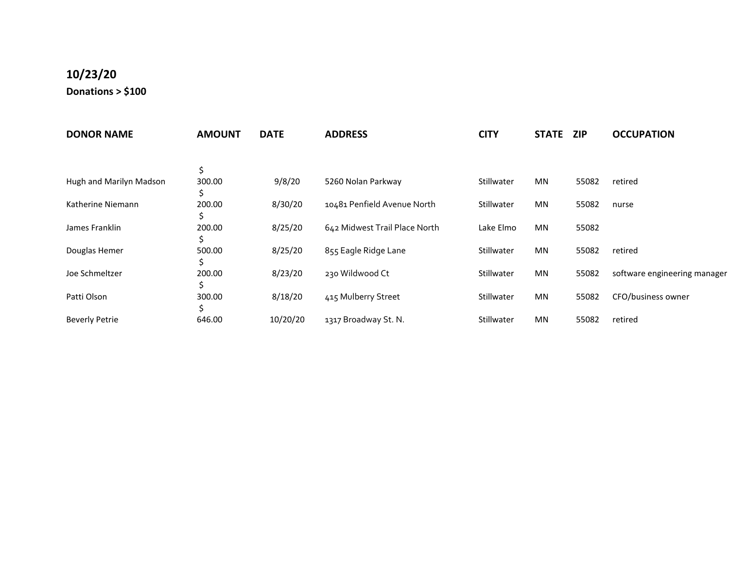**10/23/20**

**Donations > $100**

| DONOR NAME | AMOUNT | DATE | ADDRESS | CITY | STATE | ZIP | OCCUPATION |
|---|---|---|---|---|---|---|---|
| Hugh and Marilyn Madson | $ 300.00 | 9/8/20 | 5260 Nolan Parkway | Stillwater | MN | 55082 | retired |
| Katherine Niemann | $ 200.00 | 8/30/20 | 10481 Penfield Avenue North | Stillwater | MN | 55082 | nurse |
| James Franklin | $ 200.00 | 8/25/20 | 642 Midwest Trail Place North | Lake Elmo | MN | 55082 | |
| Douglas Hemer | $ 500.00 | 8/25/20 | 855 Eagle Ridge Lane | Stillwater | MN | 55082 | retired |
| Joe Schmeltzer | $ 200.00 | 8/23/20 | 230 Wildwood Ct | Stillwater | MN | 55082 | software engineering manager |
| Patti Olson | $ 300.00 | 8/18/20 | 415 Mulberry Street | Stillwater | MN | 55082 | CFO/business owner |
| Beverly Petrie | $ 646.00 | 10/20/20 | 1317 Broadway St. N. | Stillwater | MN | 55082 | retired |